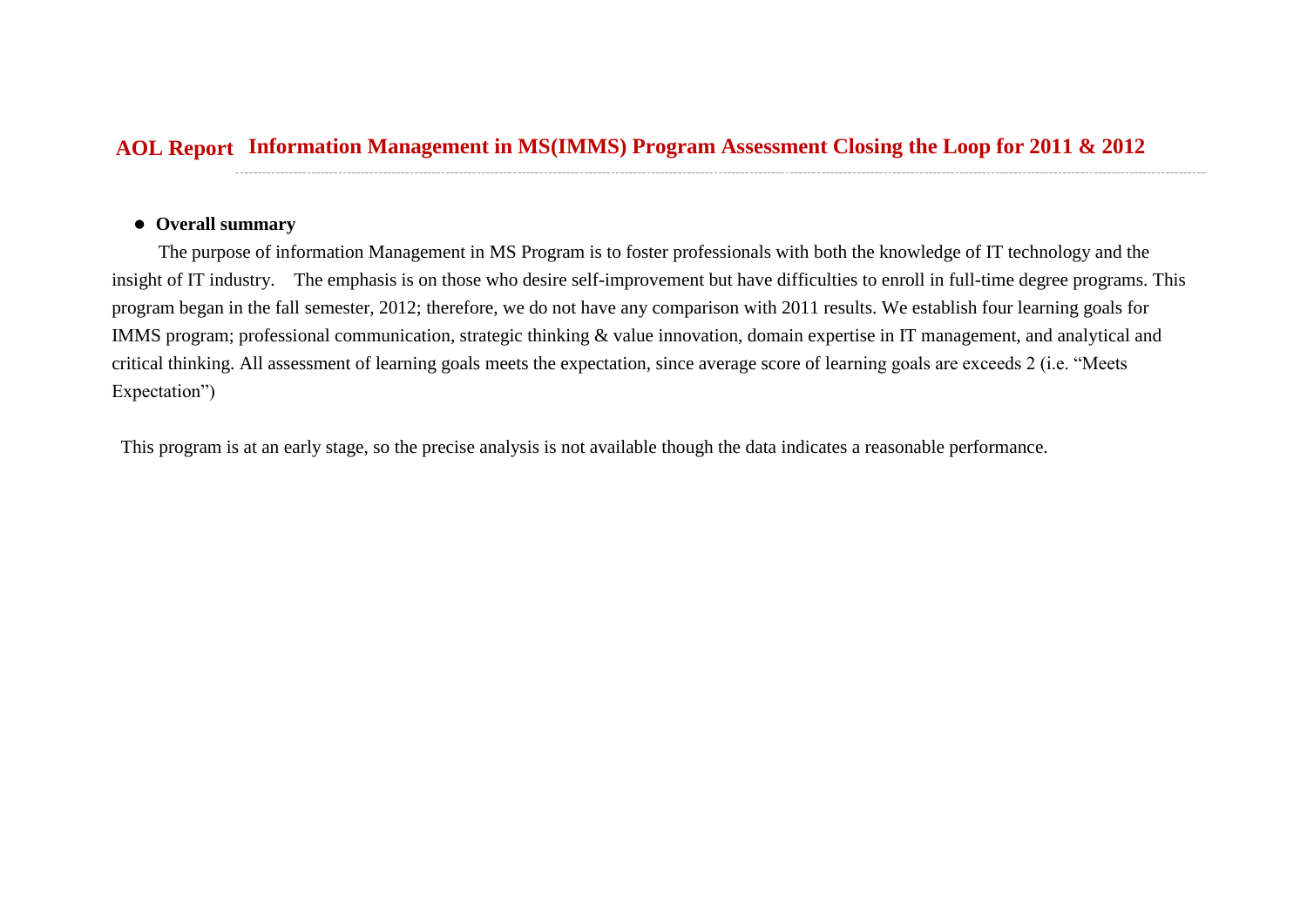# AOL Report Information Management in MS(IMMS) Program Assessment Closing the Loop for 2011 & 2012

- **Overall summary**

The purpose of information Management in MS Program is to foster professionals with both the knowledge of IT technology and the insight of IT industry. The emphasis is on those who desire self-improvement but have difficulties to enroll in full-time degree programs. This program began in the fall semester, 2012; therefore, we do not have any comparison with 2011 results. We establish four learning goals for IMMS program; professional communication, strategic thinking & value innovation, domain expertise in IT management, and analytical and critical thinking. All assessment of learning goals meets the expectation, since average score of learning goals are exceeds 2 (i.e. "Meets Expectation")

This program is at an early stage, so the precise analysis is not available though the data indicates a reasonable performance.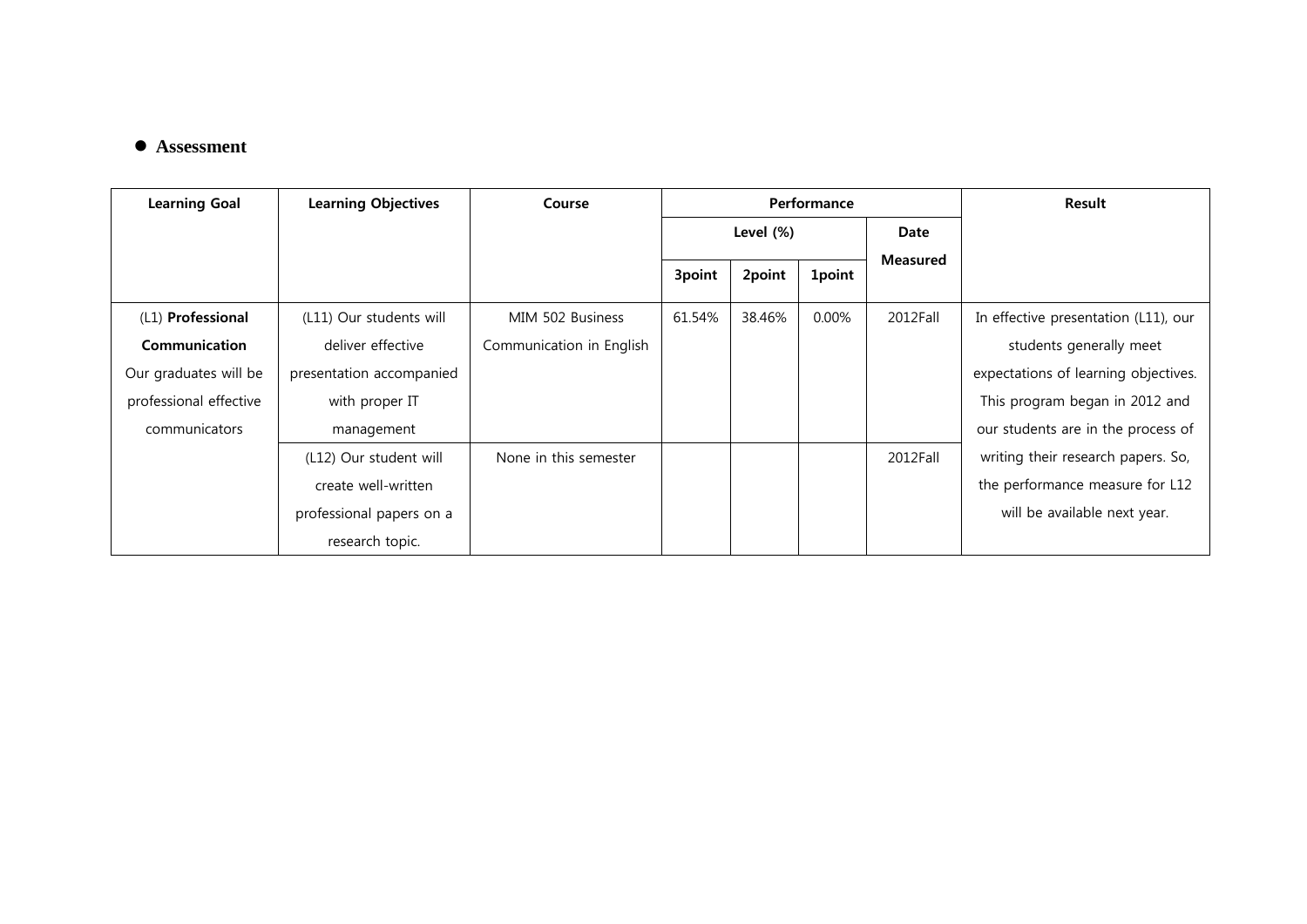- **Assessment**

| Learning Goal | Learning Objectives | Course | Performance | | | | Result |
|---|---|---|---|---|---|---|---|
| | | | Level (%) | | | Date Measured | |
| | | | 3point | 2point | 1point | | |
| (L1) **Professional Communication** Our graduates will be professional effective communicators | (L11) Our students will deliver effective presentation accompanied with proper IT management | MIM 502 Business Communication in English | 61.54% | 38.46% | 0.00% | 2012Fall | In effective presentation (L11), our students generally meet expectations of learning objectives. This program began in 2012 and our students are in the process of writing their research papers. So, the performance measure for L12 will be available next year. |
| | (L12) Our student will create well-written professional papers on a research topic. | None in this semester | | | | 2012Fall | |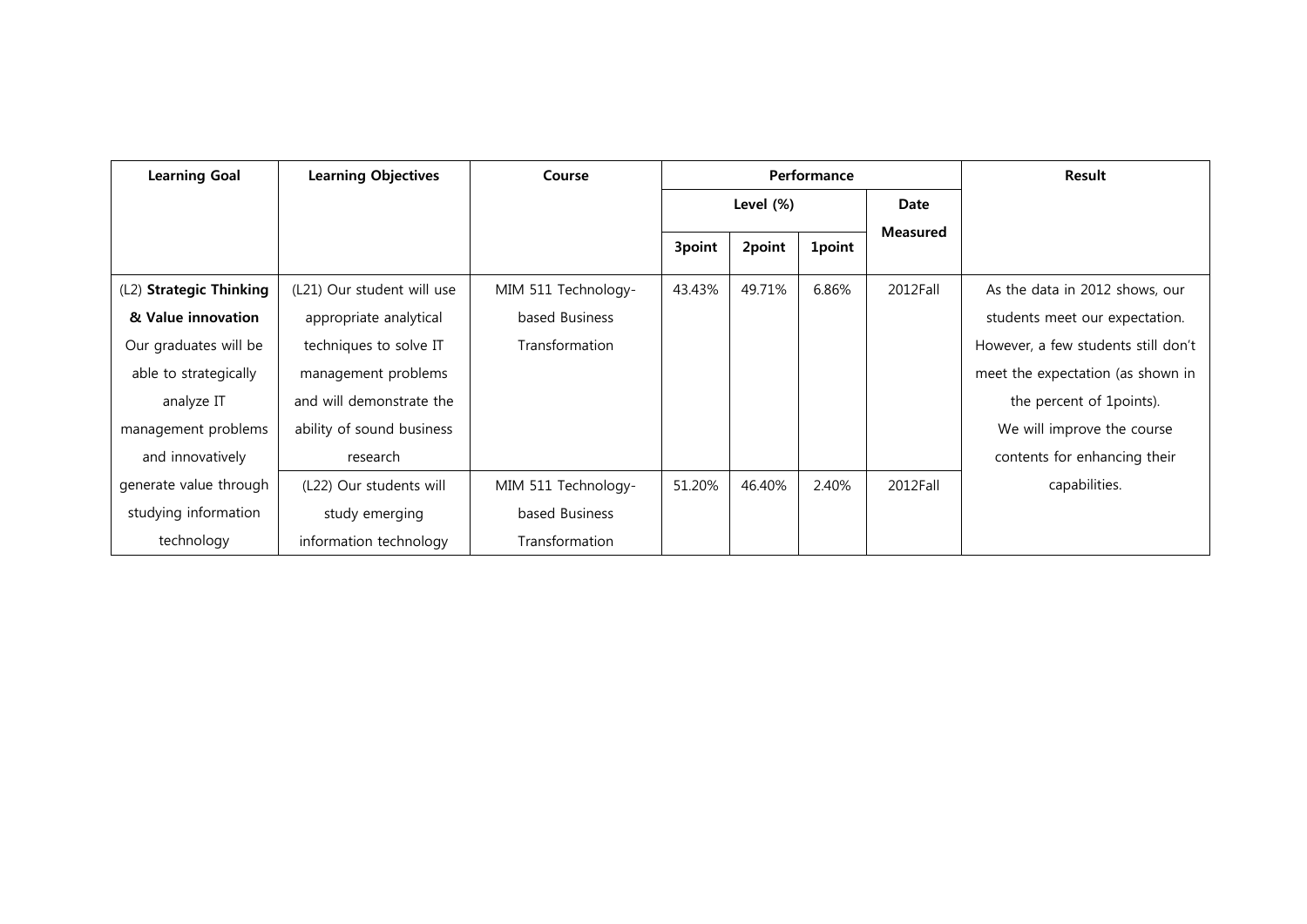| Learning Goal | Learning Objectives | Course | Performance | | | | Result |
|---|---|---|---|---|---|---|---|
| | | | Level (%) | | | Date Measured | |
| | | | 3point | 2point | 1point | | |
| (L2) **Strategic Thinking & Value innovation** Our graduates will be able to strategically analyze IT management problems and innovatively generate value through studying information technology | (L21) Our student will use appropriate analytical techniques to solve IT management problems and will demonstrate the ability of sound business research | MIM 511 Technology-based Business Transformation | 43.43% | 49.71% | 6.86% | 2012Fall | As the data in 2012 shows, our students meet our expectation. However, a few students still don't meet the expectation (as shown in the percent of 1points). We will improve the course contents for enhancing their capabilities. |
| | (L22) Our students will study emerging information technology | MIM 511 Technology-based Business Transformation | 51.20% | 46.40% | 2.40% | 2012Fall | |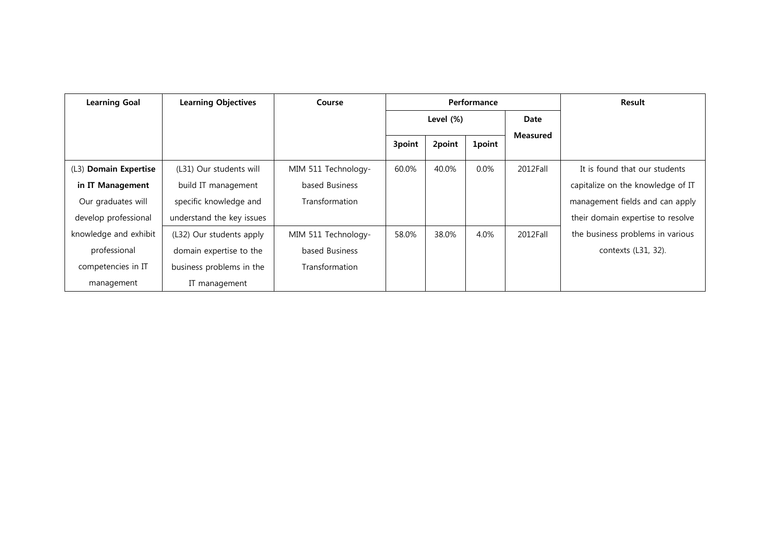| Learning Goal | Learning Objectives | Course | Performance | | | | Result |
|---|---|---|---|---|---|---|---|
| | | | Level (%) | | | Date Measured | |
| | | | 3point | 2point | 1point | | |
| (L3) **Domain Expertise in IT Management** Our graduates will develop professional knowledge and exhibit professional competencies in IT management | (L31) Our students will build IT management specific knowledge and understand the key issues | MIM 511 Technology-based Business Transformation | 60.0% | 40.0% | 0.0% | 2012Fall | It is found that our students capitalize on the knowledge of IT management fields and can apply their domain expertise to resolve the business problems in various contexts (L31, 32). |
| | (L32) Our students apply domain expertise to the business problems in the IT management | MIM 511 Technology-based Business Transformation | 58.0% | 38.0% | 4.0% | 2012Fall | |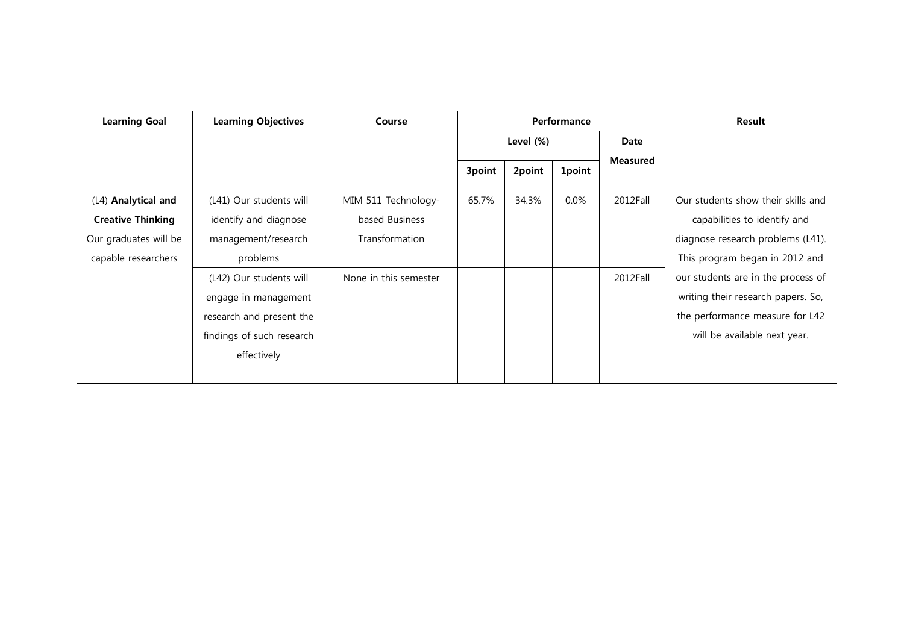| Learning Goal | Learning Objectives | Course | Performance | | | | Result |
|---|---|---|---|---|---|---|---|
| | | | Level (%) | | | Date Measured | |
| | | | 3point | 2point | 1point | | |
| (L4) **Analytical and Creative Thinking** Our graduates will be capable researchers | (L41) Our students will identify and diagnose management/research problems | MIM 511 Technology-based Business Transformation | 65.7% | 34.3% | 0.0% | 2012Fall | Our students show their skills and capabilities to identify and diagnose research problems (L41). This program began in 2012 and our students are in the process of writing their research papers. So, the performance measure for L42 will be available next year. |
| | (L42) Our students will engage in management research and present the findings of such research effectively | None in this semester | | | | 2012Fall | |